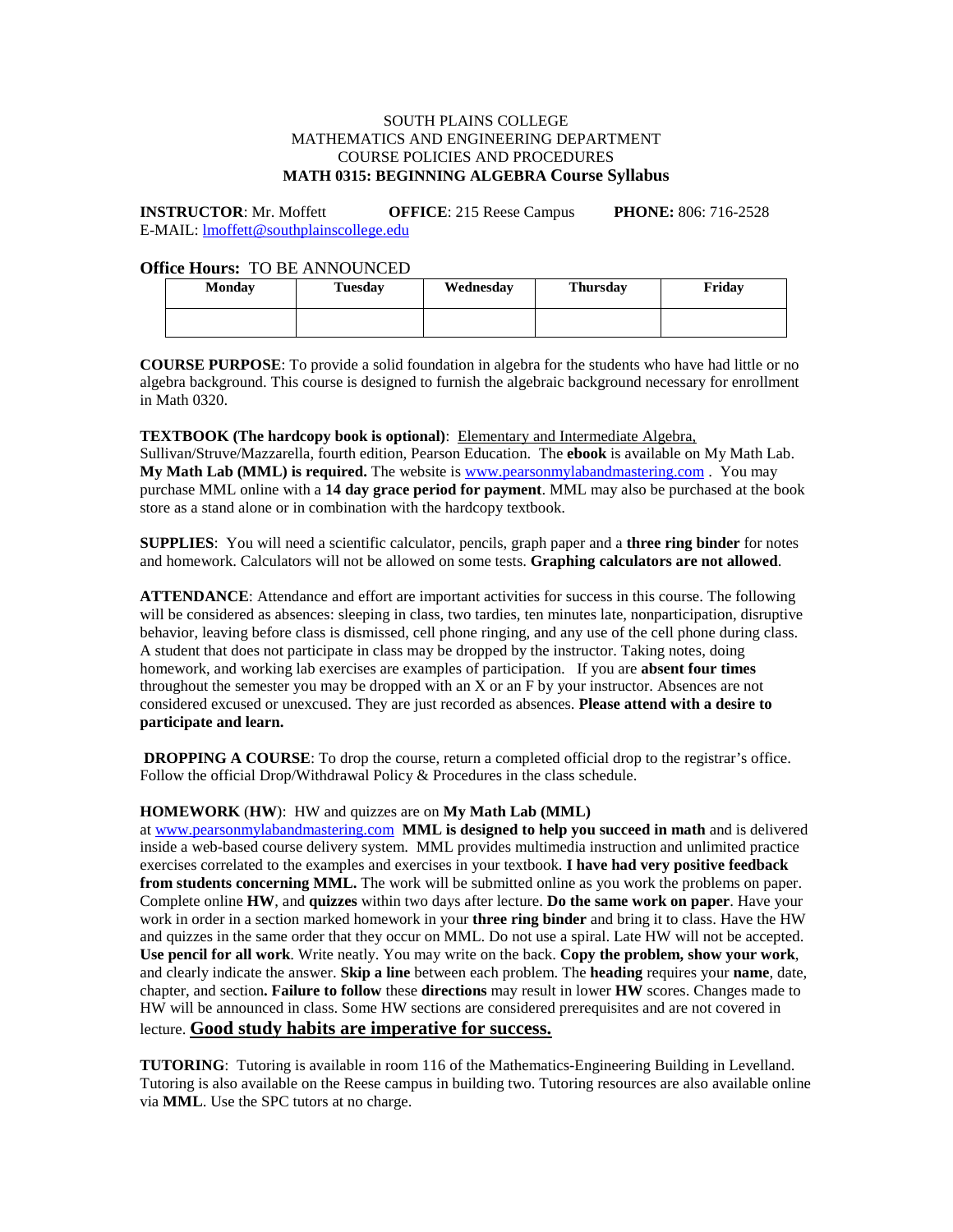SOUTH PLAINS COLLEGE
MATHEMATICS AND ENGINEERING DEPARTMENT
COURSE POLICIES AND PROCEDURES
**MATH 0315: BEGINNING ALGEBRA Course Syllabus**

**INSTRUCTOR**: Mr. Moffett **OFFICE**: 215 Reese Campus **PHONE:** 806: 716-2528
E-MAIL: lmoffett@southplainscollege.edu

**Office Hours:** TO BE ANNOUNCED

| Monday | Tuesday | Wednesday | Thursday | Friday |
|---|---|---|---|---|
| | | | | |

**COURSE PURPOSE**: To provide a solid foundation in algebra for the students who have had little or no algebra background. This course is designed to furnish the algebraic background necessary for enrollment in Math 0320.

**TEXTBOOK (The hardcopy book is optional)**: Elementary and Intermediate Algebra, Sullivan/Struve/Mazzarella, fourth edition, Pearson Education. The **ebook** is available on My Math Lab. **My Math Lab (MML) is required.** The website is www.pearsonmylabandmastering.com . You may purchase MML online with a **14 day grace period for payment**. MML may also be purchased at the book store as a stand alone or in combination with the hardcopy textbook.

**SUPPLIES**: You will need a scientific calculator, pencils, graph paper and a **three ring binder** for notes and homework. Calculators will not be allowed on some tests. **Graphing calculators are not allowed**.

**ATTENDANCE**: Attendance and effort are important activities for success in this course. The following will be considered as absences: sleeping in class, two tardies, ten minutes late, nonparticipation, disruptive behavior, leaving before class is dismissed, cell phone ringing, and any use of the cell phone during class. A student that does not participate in class may be dropped by the instructor. Taking notes, doing homework, and working lab exercises are examples of participation. If you are **absent four times** throughout the semester you may be dropped with an X or an F by your instructor. Absences are not considered excused or unexcused. They are just recorded as absences. **Please attend with a desire to participate and learn.**

**DROPPING A COURSE**: To drop the course, return a completed official drop to the registrar's office. Follow the official Drop/Withdrawal Policy & Procedures in the class schedule.

**HOMEWORK** (**HW**): HW and quizzes are on **My Math Lab (MML)** at www.pearsonmylabandmastering.com **MML is designed to help you succeed in math** and is delivered inside a web-based course delivery system. MML provides multimedia instruction and unlimited practice exercises correlated to the examples and exercises in your textbook. **I have had very positive feedback from students concerning MML.** The work will be submitted online as you work the problems on paper. Complete online **HW**, and **quizzes** within two days after lecture. **Do the same work on paper**. Have your work in order in a section marked homework in your **three ring binder** and bring it to class. Have the HW and quizzes in the same order that they occur on MML. Do not use a spiral. Late HW will not be accepted. **Use pencil for all work**. Write neatly. You may write on the back. **Copy the problem, show your work**, and clearly indicate the answer. **Skip a line** between each problem. The **heading** requires your **name**, date, chapter, and section**. Failure to follow** these **directions** may result in lower **HW** scores. Changes made to HW will be announced in class. Some HW sections are considered prerequisites and are not covered in lecture. **Good study habits are imperative for success.**

**TUTORING**: Tutoring is available in room 116 of the Mathematics-Engineering Building in Levelland. Tutoring is also available on the Reese campus in building two. Tutoring resources are also available online via **MML**. Use the SPC tutors at no charge.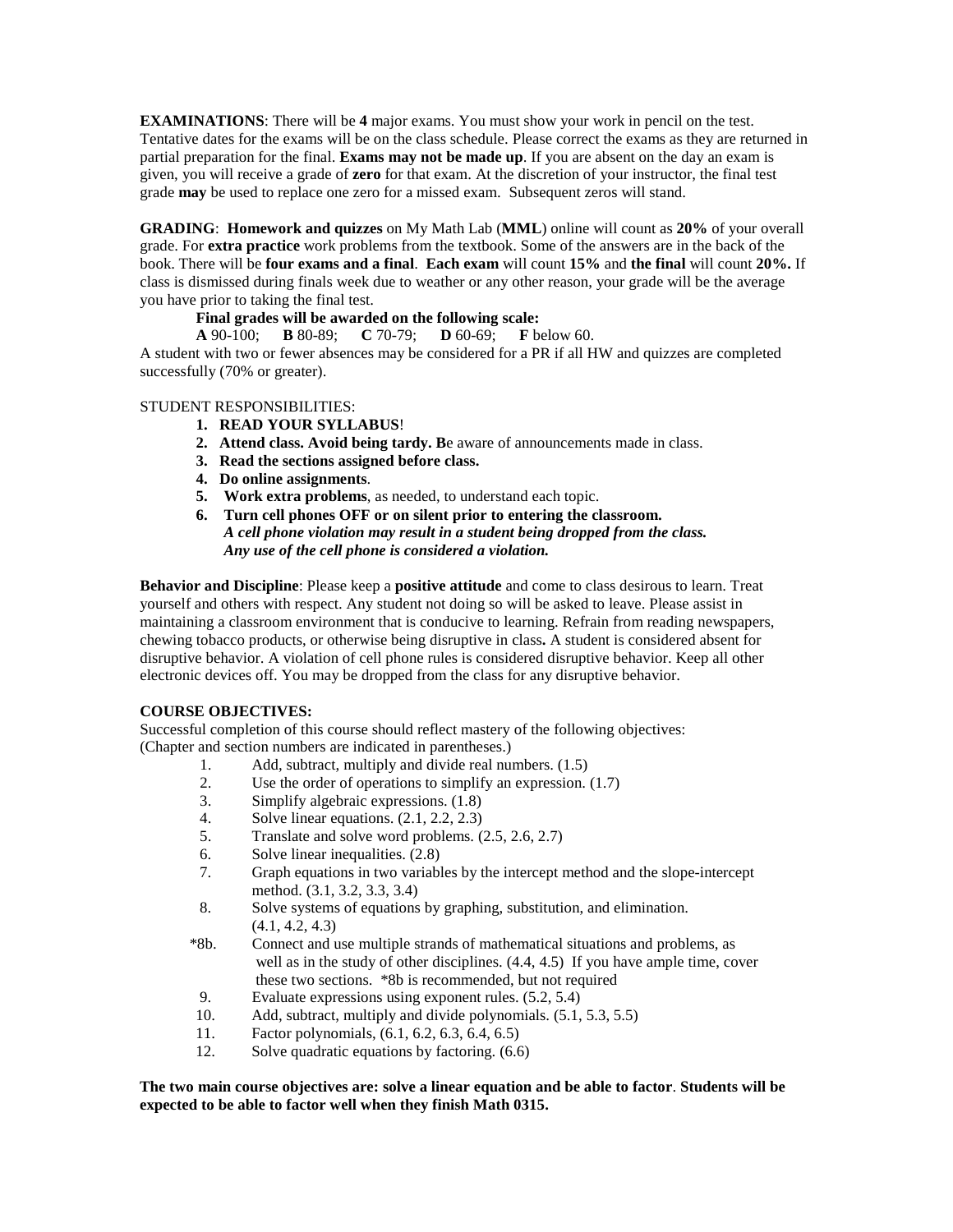**EXAMINATIONS**: There will be **4** major exams. You must show your work in pencil on the test. Tentative dates for the exams will be on the class schedule. Please correct the exams as they are returned in partial preparation for the final. **Exams may not be made up**. If you are absent on the day an exam is given, you will receive a grade of **zero** for that exam. At the discretion of your instructor, the final test grade **may** be used to replace one zero for a missed exam. Subsequent zeros will stand.

**GRADING**: **Homework and quizzes** on My Math Lab (**MML**) online will count as **20%** of your overall grade. For **extra practice** work problems from the textbook. Some of the answers are in the back of the book. There will be **four exams and a final**. **Each exam** will count **15%** and **the final** will count **20%.** If class is dismissed during finals week due to weather or any other reason, your grade will be the average you have prior to taking the final test.

**Final grades will be awarded on the following scale:**

**A** 90-100; **B** 80-89; **C** 70-79; **D** 60-69; **F** below 60.

A student with two or fewer absences may be considered for a PR if all HW and quizzes are completed successfully (70% or greater).

STUDENT RESPONSIBILITIES:

1. **READ YOUR SYLLABUS**!
2. **Attend class. Avoid being tardy. B**e aware of announcements made in class.
3. **Read the sections assigned before class.**
4. **Do online assignments**.
5. **Work extra problems**, as needed, to understand each topic.
6. **Turn cell phones OFF or on silent prior to entering the classroom.**
   ***A cell phone violation may result in a student being dropped from the class.***
   ***Any use of the cell phone is considered a violation.***

**Behavior and Discipline**: Please keep a **positive attitude** and come to class desirous to learn. Treat yourself and others with respect. Any student not doing so will be asked to leave. Please assist in maintaining a classroom environment that is conducive to learning. Refrain from reading newspapers, chewing tobacco products, or otherwise being disruptive in class**.** A student is considered absent for disruptive behavior. A violation of cell phone rules is considered disruptive behavior. Keep all other electronic devices off. You may be dropped from the class for any disruptive behavior.

**COURSE OBJECTIVES:**

Successful completion of this course should reflect mastery of the following objectives:
(Chapter and section numbers are indicated in parentheses.)

1. Add, subtract, multiply and divide real numbers. (1.5)
2. Use the order of operations to simplify an expression. (1.7)
3. Simplify algebraic expressions. (1.8)
4. Solve linear equations. (2.1, 2.2, 2.3)
5. Translate and solve word problems. (2.5, 2.6, 2.7)
6. Solve linear inequalities. (2.8)
7. Graph equations in two variables by the intercept method and the slope-intercept method. (3.1, 3.2, 3.3, 3.4)
8. Solve systems of equations by graphing, substitution, and elimination. (4.1, 4.2, 4.3)

*8b. Connect and use multiple strands of mathematical situations and problems, as well as in the study of other disciplines. (4.4, 4.5) If you have ample time, cover these two sections. *8b is recommended, but not required

9. Evaluate expressions using exponent rules. (5.2, 5.4)
10. Add, subtract, multiply and divide polynomials. (5.1, 5.3, 5.5)
11. Factor polynomials, (6.1, 6.2, 6.3, 6.4, 6.5)
12. Solve quadratic equations by factoring. (6.6)

**The two main course objectives are: solve a linear equation and be able to factor**. **Students will be expected to be able to factor well when they finish Math 0315.**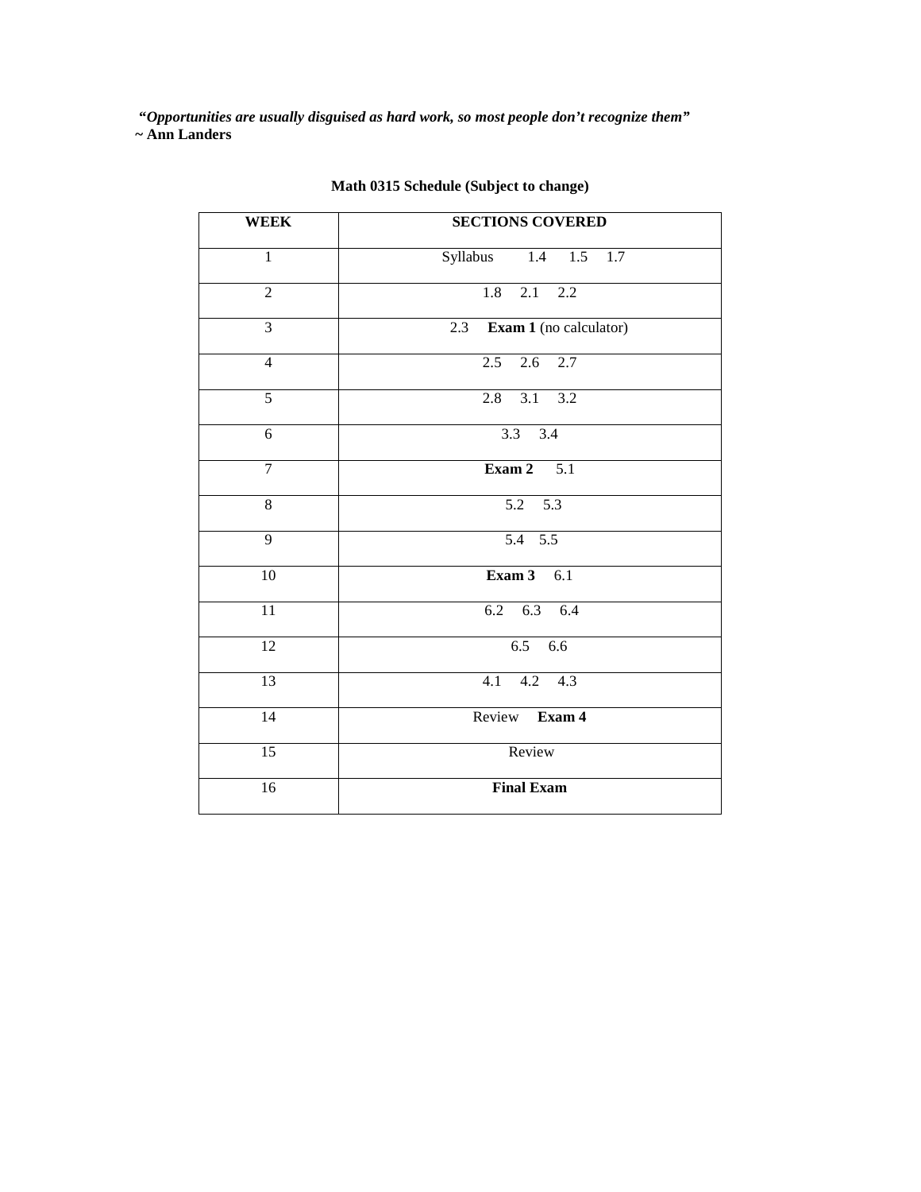***"Opportunities are usually disguised as hard work, so most people don't recognize them"***
**~ Ann Landers**

**Math 0315 Schedule (Subject to change)**

| WEEK | SECTIONS COVERED |
| --- | --- |
| 1 | Syllabus 1.4 1.5 1.7 |
| 2 | 1.8 2.1 2.2 |
| 3 | 2.3 **Exam 1** (no calculator) |
| 4 | 2.5 2.6 2.7 |
| 5 | 2.8 3.1 3.2 |
| 6 | 3.3 3.4 |
| 7 | **Exam 2** 5.1 |
| 8 | 5.2 5.3 |
| 9 | 5.4 5.5 |
| 10 | **Exam 3** 6.1 |
| 11 | 6.2 6.3 6.4 |
| 12 | 6.5 6.6 |
| 13 | 4.1 4.2 4.3 |
| 14 | Review **Exam 4** |
| 15 | Review |
| 16 | **Final Exam** |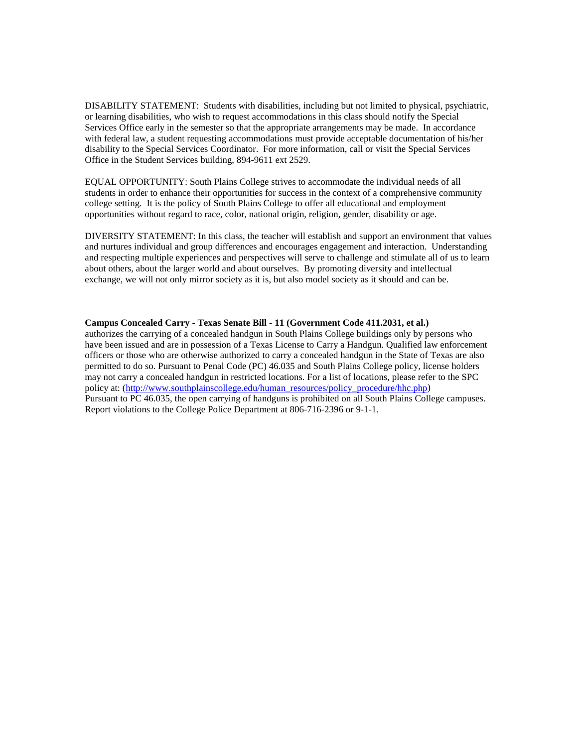DISABILITY STATEMENT: Students with disabilities, including but not limited to physical, psychiatric, or learning disabilities, who wish to request accommodations in this class should notify the Special Services Office early in the semester so that the appropriate arrangements may be made. In accordance with federal law, a student requesting accommodations must provide acceptable documentation of his/her disability to the Special Services Coordinator. For more information, call or visit the Special Services Office in the Student Services building, 894-9611 ext 2529.

EQUAL OPPORTUNITY: South Plains College strives to accommodate the individual needs of all students in order to enhance their opportunities for success in the context of a comprehensive community college setting. It is the policy of South Plains College to offer all educational and employment opportunities without regard to race, color, national origin, religion, gender, disability or age.

DIVERSITY STATEMENT: In this class, the teacher will establish and support an environment that values and nurtures individual and group differences and encourages engagement and interaction. Understanding and respecting multiple experiences and perspectives will serve to challenge and stimulate all of us to learn about others, about the larger world and about ourselves. By promoting diversity and intellectual exchange, we will not only mirror society as it is, but also model society as it should and can be.

**Campus Concealed Carry - Texas Senate Bill - 11 (Government Code 411.2031, et al.)** authorizes the carrying of a concealed handgun in South Plains College buildings only by persons who have been issued and are in possession of a Texas License to Carry a Handgun. Qualified law enforcement officers or those who are otherwise authorized to carry a concealed handgun in the State of Texas are also permitted to do so. Pursuant to Penal Code (PC) 46.035 and South Plains College policy, license holders may not carry a concealed handgun in restricted locations. For a list of locations, please refer to the SPC policy at: (http://www.southplainscollege.edu/human_resources/policy_procedure/hhc.php)
Pursuant to PC 46.035, the open carrying of handguns is prohibited on all South Plains College campuses. Report violations to the College Police Department at 806-716-2396 or 9-1-1.